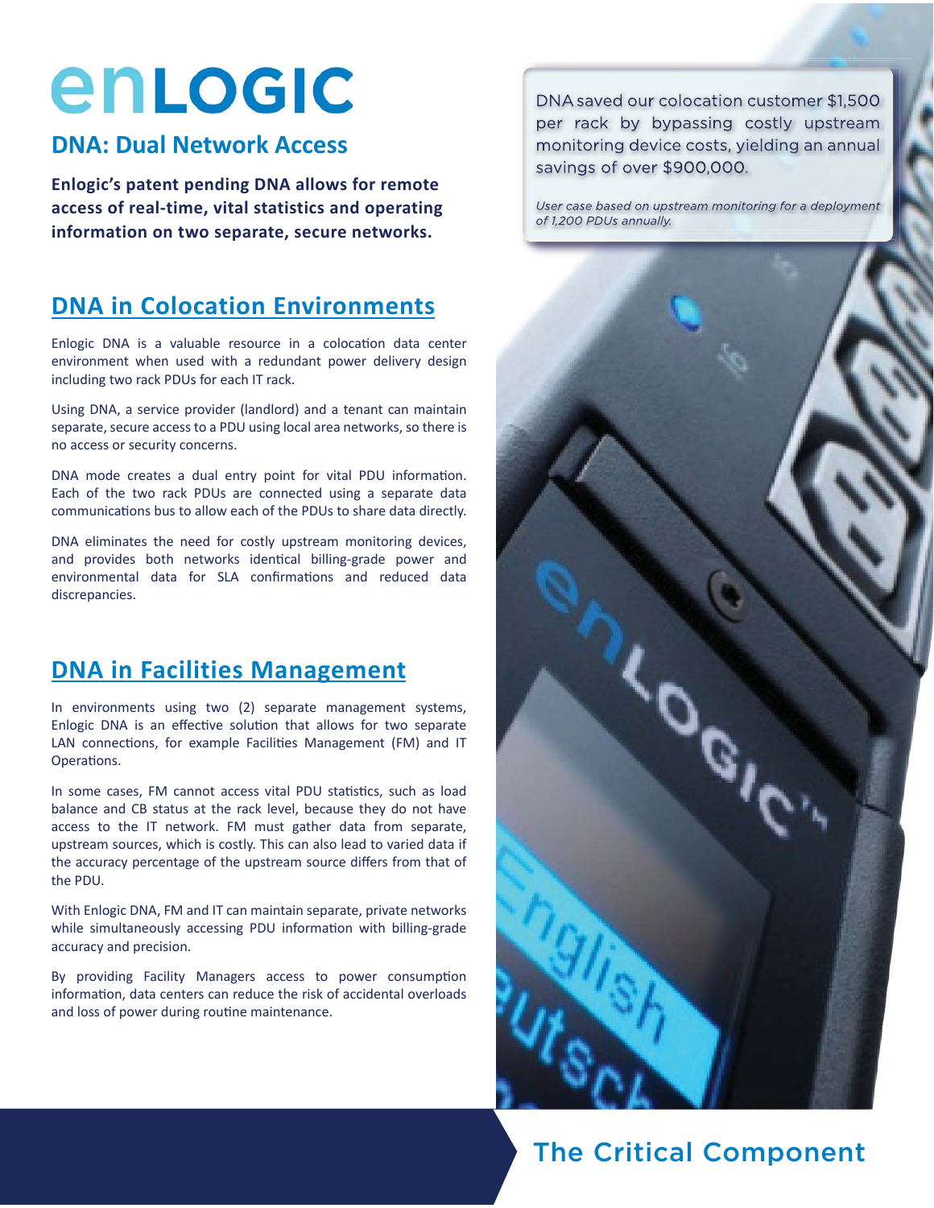# enLOGIC

## DNA: Dual Network Access

**Enlogic's patent pending DNA allows for remote access of real-time, vital statistics and operating information on two separate, secure networks.**

## DNA in Colocation Environments

Enlogic DNA is a valuable resource in a colocation data center environment when used with a redundant power delivery design including two rack PDUs for each IT rack.

Using DNA, a service provider (landlord) and a tenant can maintain separate, secure access to a PDU using local area networks, so there is no access or security concerns.

DNA mode creates a dual entry point for vital PDU information. Each of the two rack PDUs are connected using a separate data communications bus to allow each of the PDUs to share data directly.

DNA eliminates the need for costly upstream monitoring devices, and provides both networks identical billing-grade power and environmental data for SLA confirmations and reduced data discrepancies.

## DNA in Facilities Management

In environments using two (2) separate management systems, Enlogic DNA is an effective solution that allows for two separate LAN connections, for example Facilities Management (FM) and IT Operations.

In some cases, FM cannot access vital PDU statistics, such as load balance and CB status at the rack level, because they do not have access to the IT network. FM must gather data from separate, upstream sources, which is costly. This can also lead to varied data if the accuracy percentage of the upstream source differs from that of the PDU.

With Enlogic DNA, FM and IT can maintain separate, private networks while simultaneously accessing PDU information with billing-grade accuracy and precision.

By providing Facility Managers access to power consumption information, data centers can reduce the risk of accidental overloads and loss of power during routine maintenance.

DNA saved our colocation customer $1,500 per rack by bypassing costly upstream monitoring device costs, yielding an annual savings of over $900,000.

*User case based on upstream monitoring for a deployment of 1,200 PDUs annually.*

The Critical Component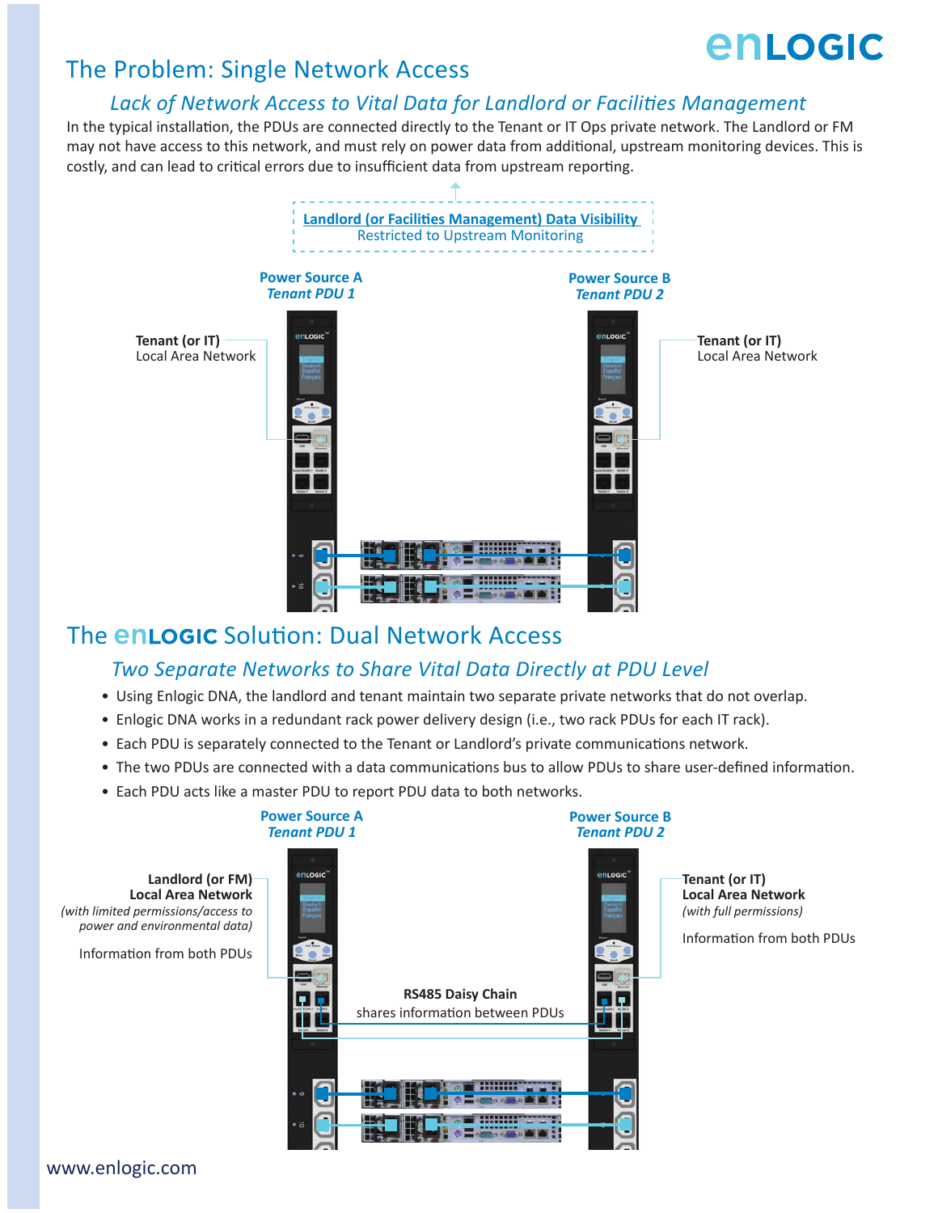ENLOGIC

# The Problem: Single Network Access

## *Lack of Network Access to Vital Data for Landlord or Facilities Management*

In the typical installation, the PDUs are connected directly to the Tenant or IT Ops private network. The Landlord or FM may not have access to this network, and must rely on power data from additional, upstream monitoring devices. This is costly, and can lead to critical errors due to insufficient data from upstream reporting.

Landlord (or Facilities Management) Data Visibility
Restricted to Upstream Monitoring

**Power Source A**
***Tenant PDU 1***

**Power Source B**
***Tenant PDU 2***

**Tenant (or IT)**
Local Area Network

**Tenant (or IT)**
Local Area Network

# The ENLOGIC Solution: Dual Network Access

## *Two Separate Networks to Share Vital Data Directly at PDU Level*

- Using Enlogic DNA, the landlord and tenant maintain two separate private networks that do not overlap.
- Enlogic DNA works in a redundant rack power delivery design (i.e., two rack PDUs for each IT rack).
- Each PDU is separately connected to the Tenant or Landlord's private communications network.
- The two PDUs are connected with a data communications bus to allow PDUs to share user-defined information.
- Each PDU acts like a master PDU to report PDU data to both networks.

**Power Source A**
***Tenant PDU 1***

**Power Source B**
***Tenant PDU 2***

**Landlord (or FM)**
**Local Area Network**
*(with limited permissions/access to power and environmental data)*

Information from both PDUs

**Tenant (or IT)**
**Local Area Network**
*(with full permissions)*

Information from both PDUs

**RS485 Daisy Chain**
shares information between PDUs

www.enlogic.com